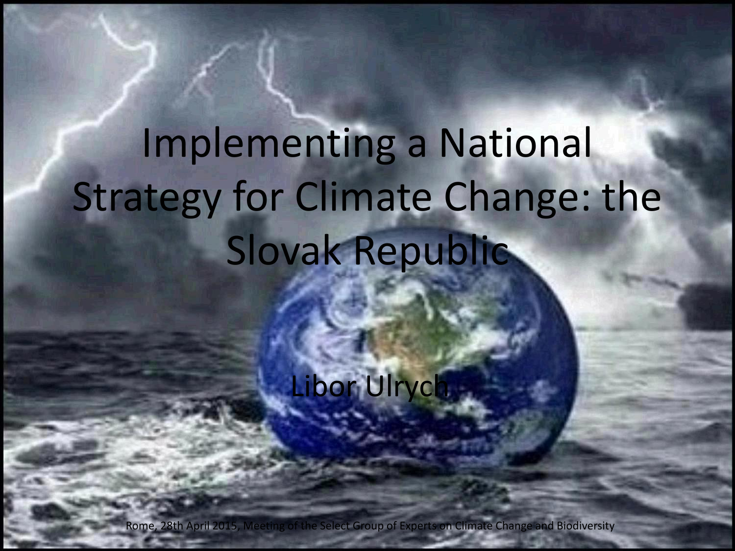# Implementing a National Strategy for Climate Change: the Slovak Republic

Libor Ulrych

Rome, 28th April 2015, Meeting of the Select Group of Experts on Climate Change and Biodiversity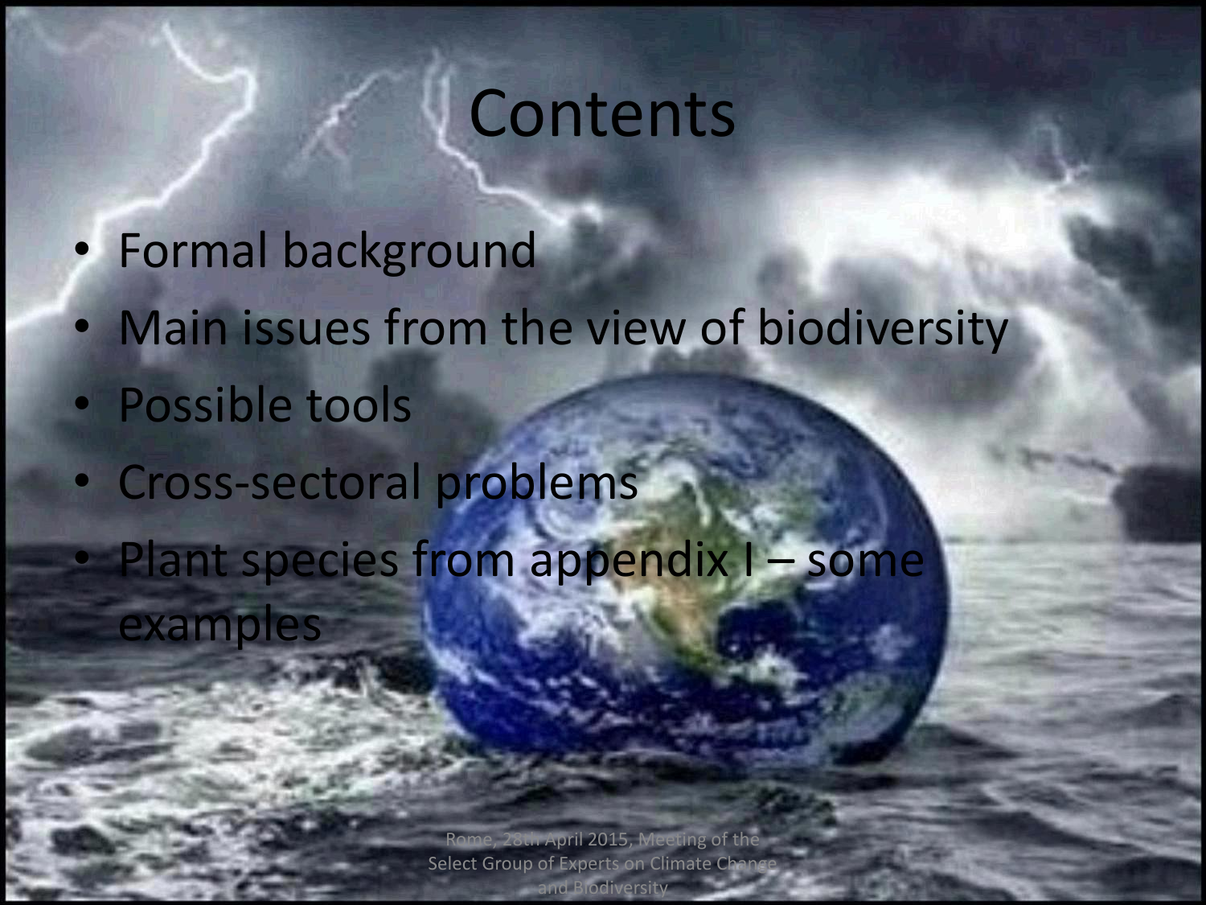# Contents

- Formal background
- Main issues from the view of biodiversity
- Possible tools
- Cross-sectoral problems
- Plant species from appendix I – some examples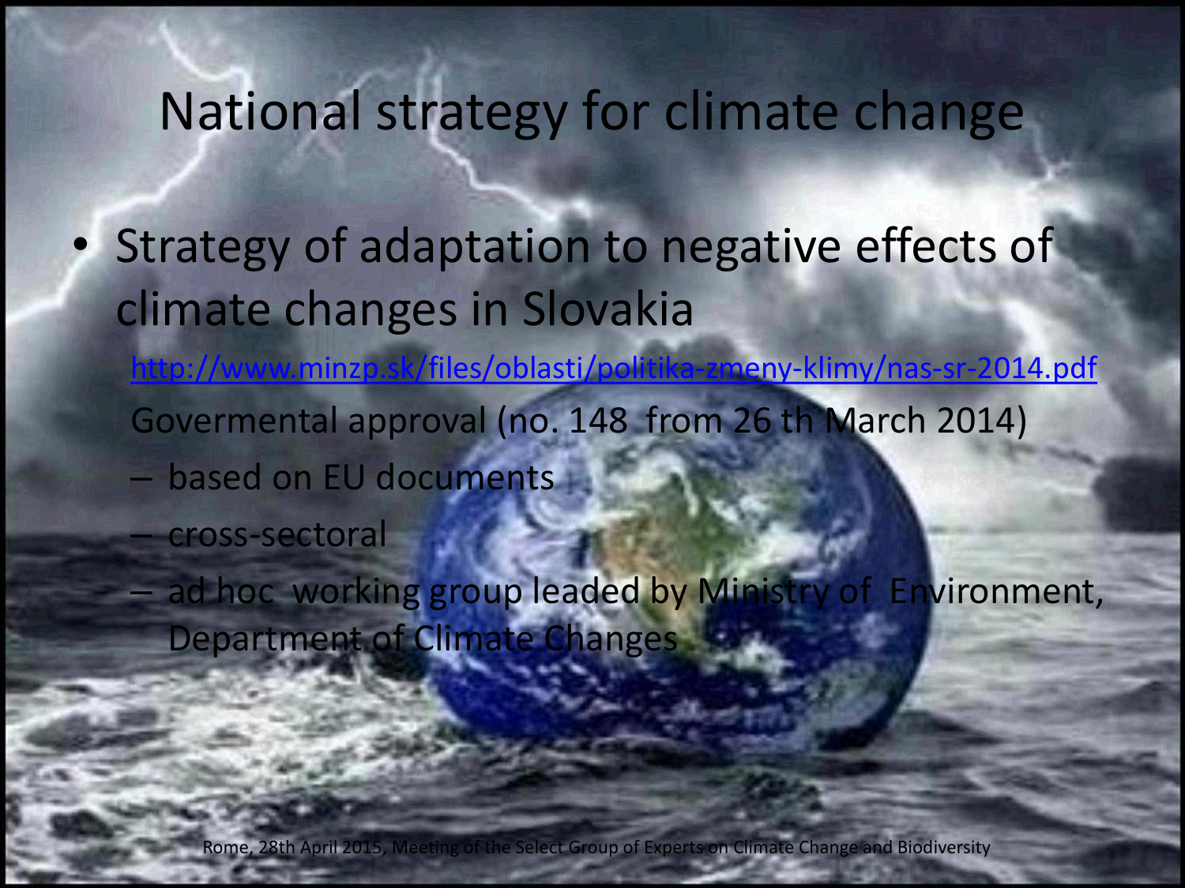# National strategy for climate change

- Strategy of adaptation to negative effects of climate changes in Slovakia

  http://www.minzp.sk/files/oblasti/politika-zmeny-klimy/nas-sr-2014.pdf

  Govermental approval (no. 148 from 26 th March 2014)

  - based on EU documents
  - cross-sectoral
  - ad hoc working group leaded by Ministry of Environment, Department of Climate Changes

Rome, 28th April 2015, Meeting of the Select Group of Experts on Climate Change and Biodiversity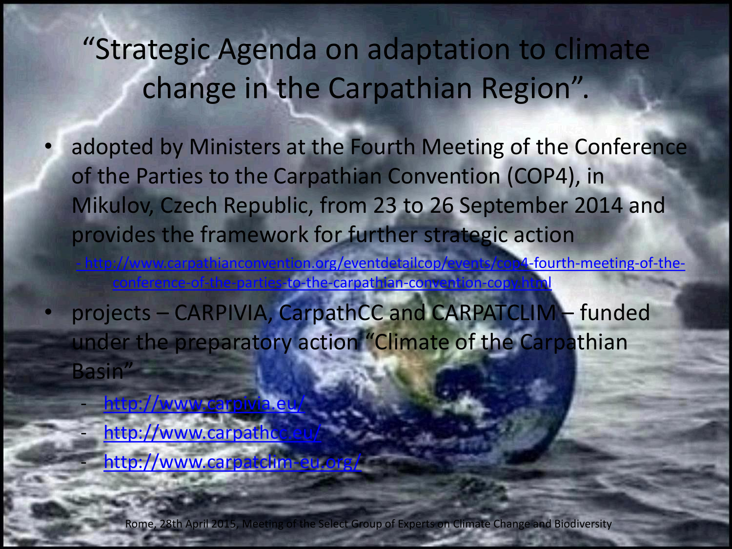# "Strategic Agenda on adaptation to climate change in the Carpathian Region".

- adopted by Ministers at the Fourth Meeting of the Conference of the Parties to the Carpathian Convention (COP4), in Mikulov, Czech Republic, from 23 to 26 September 2014 and provides the framework for further strategic action
  - http://www.carpathianconvention.org/eventdetailcop/events/cop4-fourth-meeting-of-the-conference-of-the-parties-to-the-carpathian-convention-copy.html
- projects – CARPIVIA, CarpathCC and CARPATCLIM – funded under the preparatory action "Climate of the Carpathian Basin"
  - http://www.carpivia.eu/
  - http://www.carpathcc.eu/
  - http://www.carpatclim-eu.org/

Rome, 28th April 2015, Meeting of the Select Group of Experts on Climate Change and Biodiversity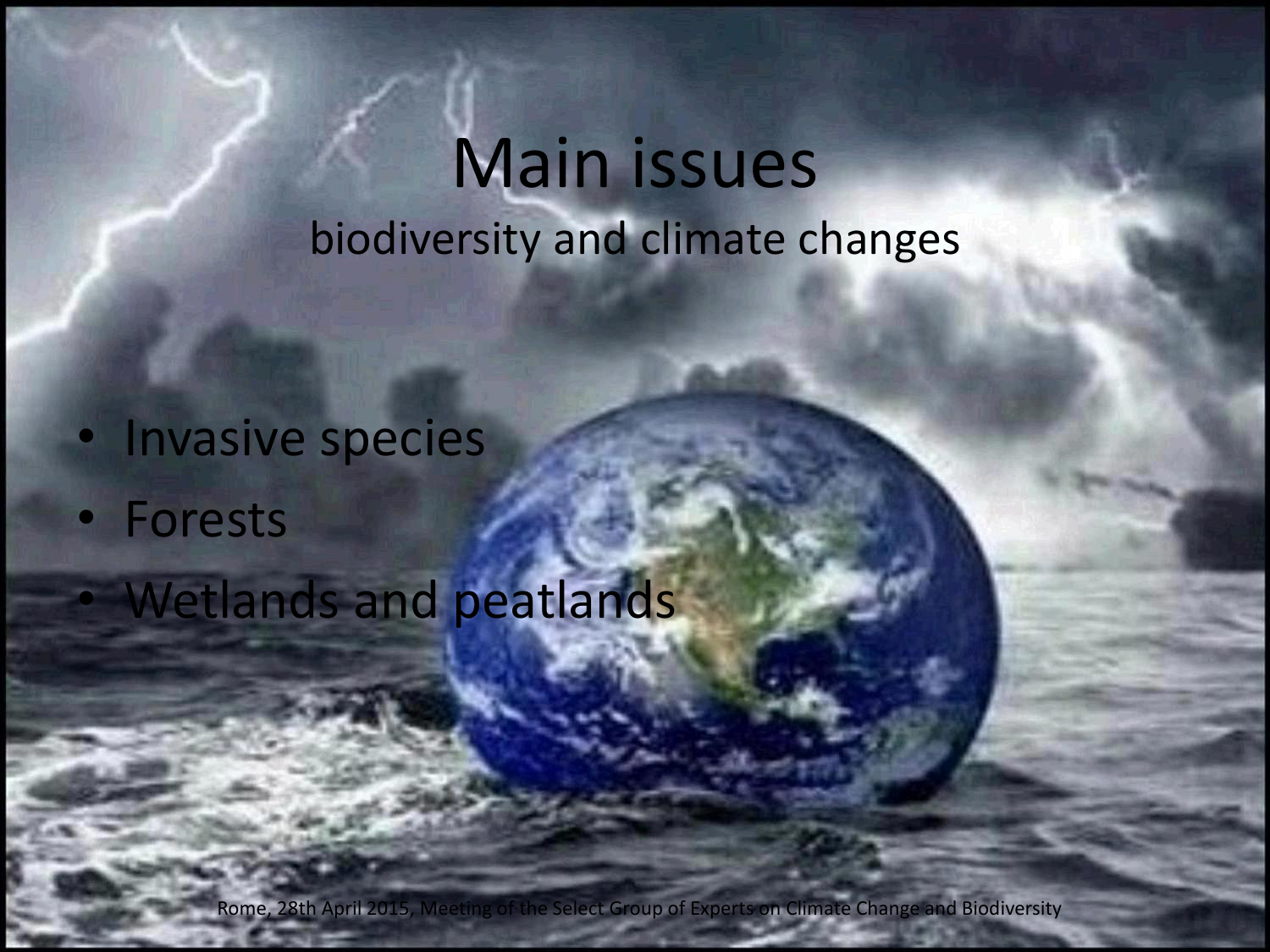# Main issues

## biodiversity and climate changes

- Invasive species
- Forests
- Wetlands and peatlands

Rome, 28th April 2015, Meeting of the Select Group of Experts on Climate Change and Biodiversity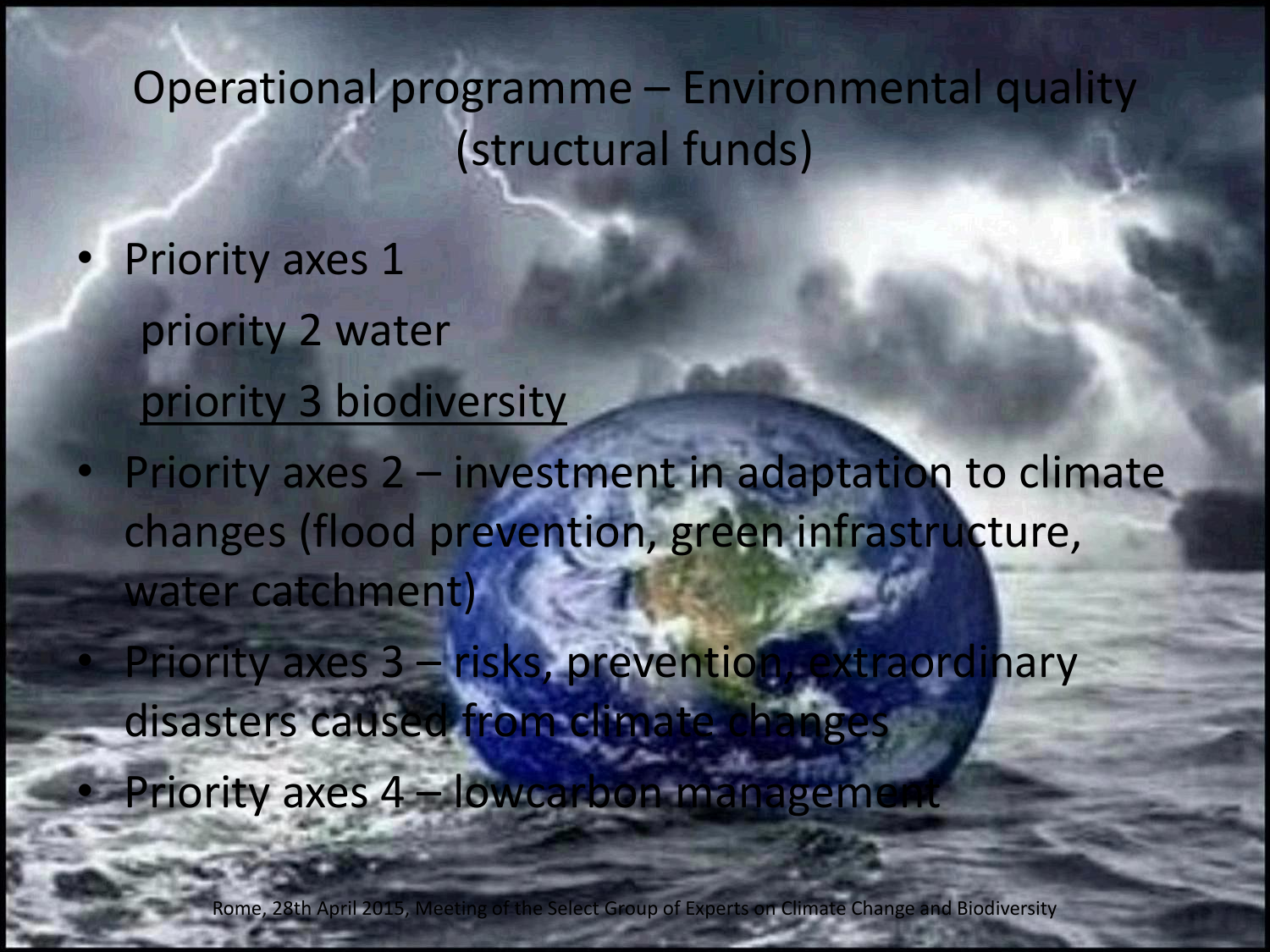# Operational programme – Environmental quality (structural funds)

- Priority axes 1
  priority 2 water
  <u>priority 3 biodiversity</u>
- Priority axes 2 – investment in adaptation to climate changes (flood prevention, green infrastructure, water catchment)
- Priority axes 3 – risks, prevention, extraordinary disasters caused from climate changes
- Priority axes 4 – lowcarbon management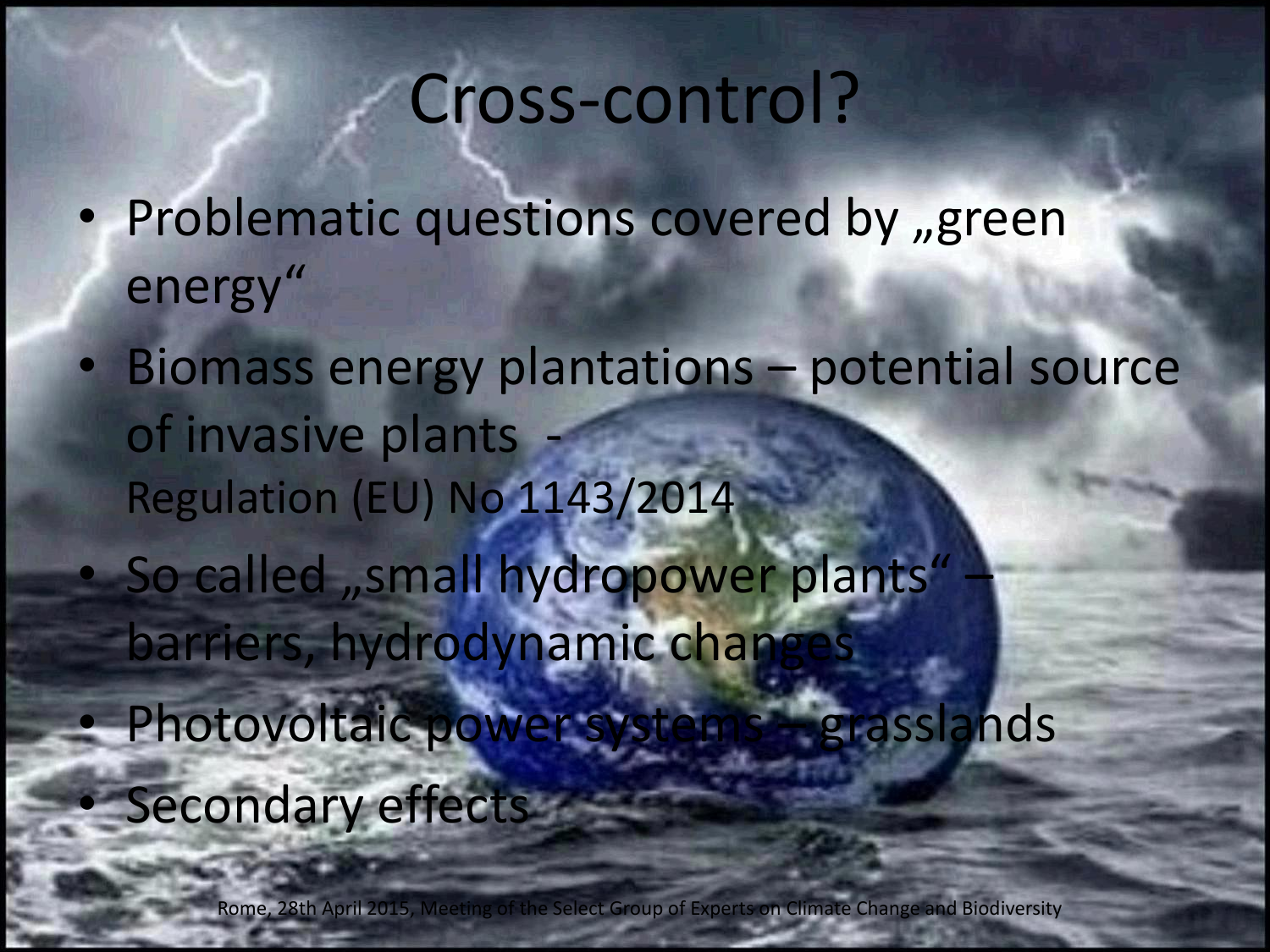# Cross-control?

- Problematic questions covered by „green energy“
- Biomass energy plantations – potential source of invasive plants - Regulation (EU) No 1143/2014
- So called „small hydropower plants“ – barriers, hydrodynamic changes
- Photovoltaic power systems – grasslands
- Secondary effects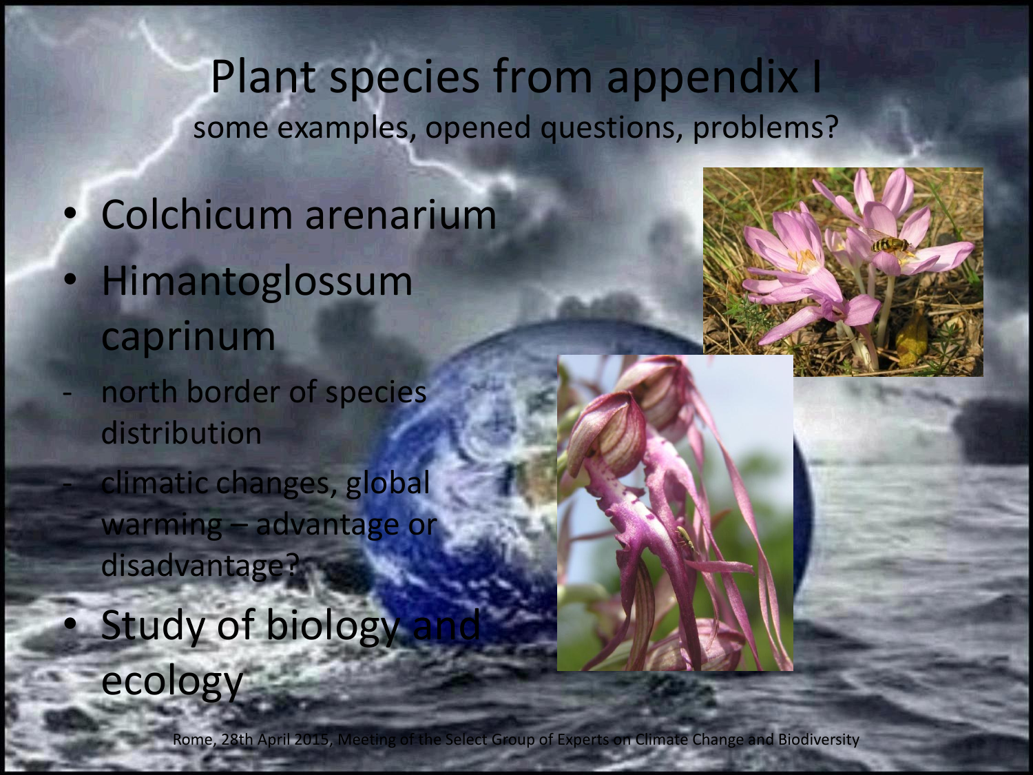# Plant species from appendix I

some examples, opened questions, problems?

- Colchicum arenarium
- Himantoglossum caprinum
  - north border of species distribution
  - climatic changes, global warming – advantage or disadvantage?
- Study of biology and ecology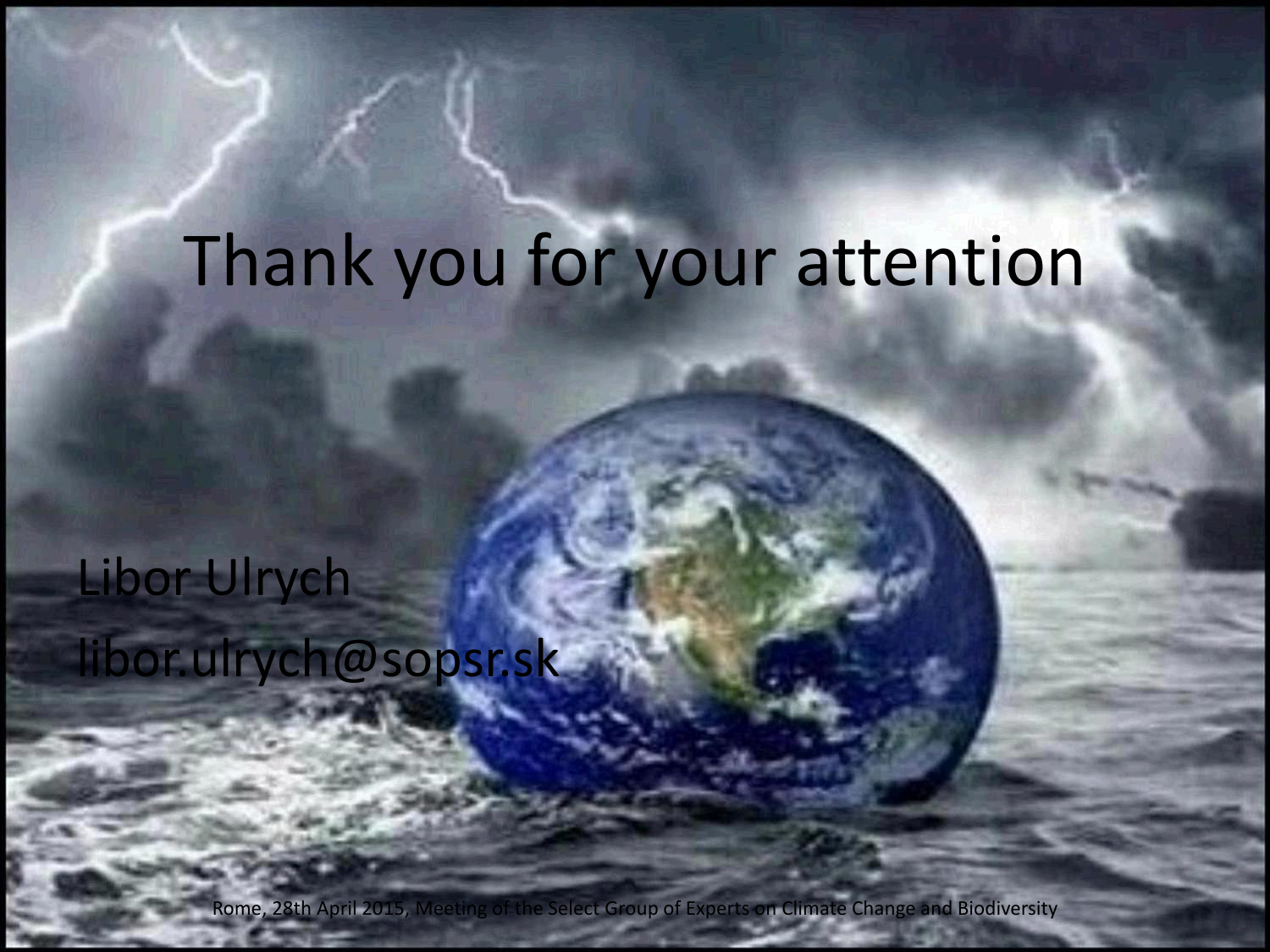# Thank you for your attention

Libor Ulrych

libor.ulrych@sopsr.sk

Rome, 28th April 2015, Meeting of the Select Group of Experts on Climate Change and Biodiversity